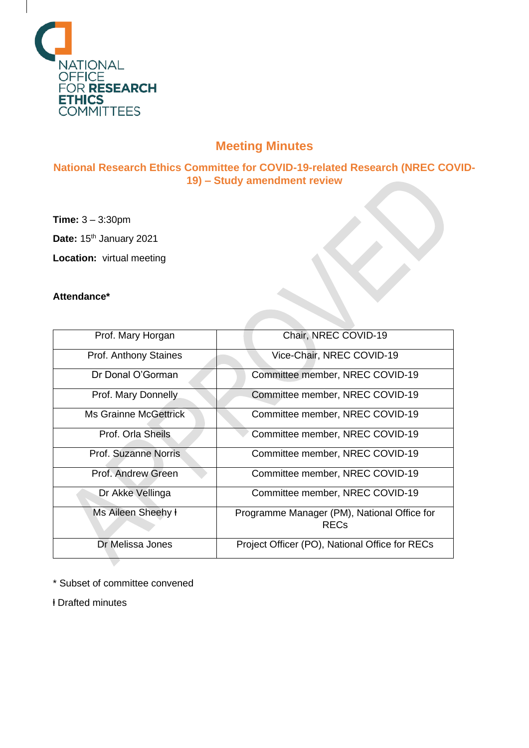NATIONAL OFFICE FOR RESEARCH ETHICS COMMITTEES

# Meeting Minutes

## National Research Ethics Committee for COVID-19-related Research (NREC COVID-19) – Study amendment review

**Time:** 3 – 3:30pm

**Date:** 15th January 2021

**Location:** virtual meeting

**Attendance***

| | |
|---|---|
| Prof. Mary Horgan | Chair, NREC COVID-19 |
| Prof. Anthony Staines | Vice-Chair, NREC COVID-19 |
| Dr Donal O'Gorman | Committee member, NREC COVID-19 |
| Prof. Mary Donnelly | Committee member, NREC COVID-19 |
| Ms Grainne McGettrick | Committee member, NREC COVID-19 |
| Prof. Orla Sheils | Committee member, NREC COVID-19 |
| Prof. Suzanne Norris | Committee member, NREC COVID-19 |
| Prof. Andrew Green | Committee member, NREC COVID-19 |
| Dr Akke Vellinga | Committee member, NREC COVID-19 |
| Ms Aileen Sheehy ƚ | Programme Manager (PM), National Office for RECs |
| Dr Melissa Jones | Project Officer (PO), National Office for RECs |

* Subset of committee convened

ƚ Drafted minutes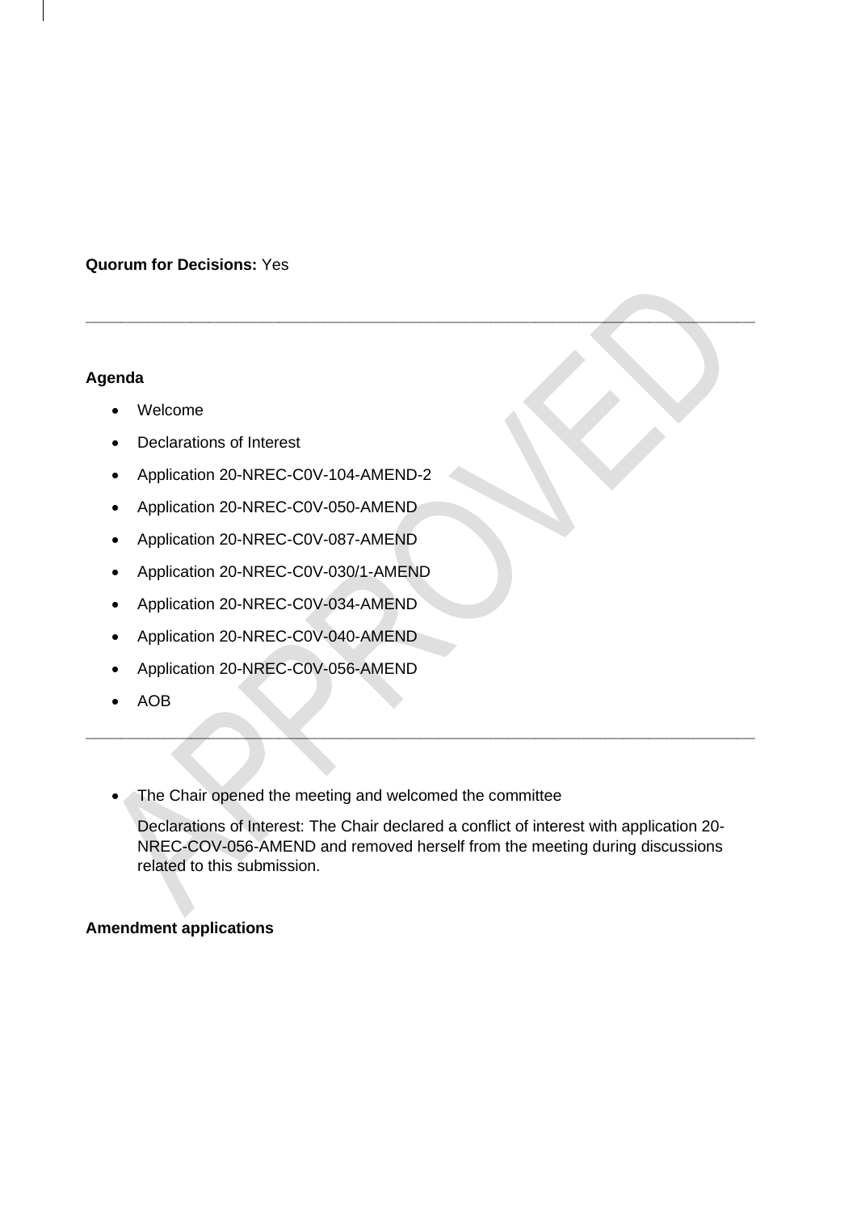**Quorum for Decisions:** Yes

---

**Agenda**

- Welcome
- Declarations of Interest
- Application 20-NREC-C0V-104-AMEND-2
- Application 20-NREC-C0V-050-AMEND
- Application 20-NREC-C0V-087-AMEND
- Application 20-NREC-C0V-030/1-AMEND
- Application 20-NREC-C0V-034-AMEND
- Application 20-NREC-C0V-040-AMEND
- Application 20-NREC-C0V-056-AMEND
- AOB

---

- The Chair opened the meeting and welcomed the committee

  Declarations of Interest: The Chair declared a conflict of interest with application 20-NREC-COV-056-AMEND and removed herself from the meeting during discussions related to this submission.

**Amendment applications**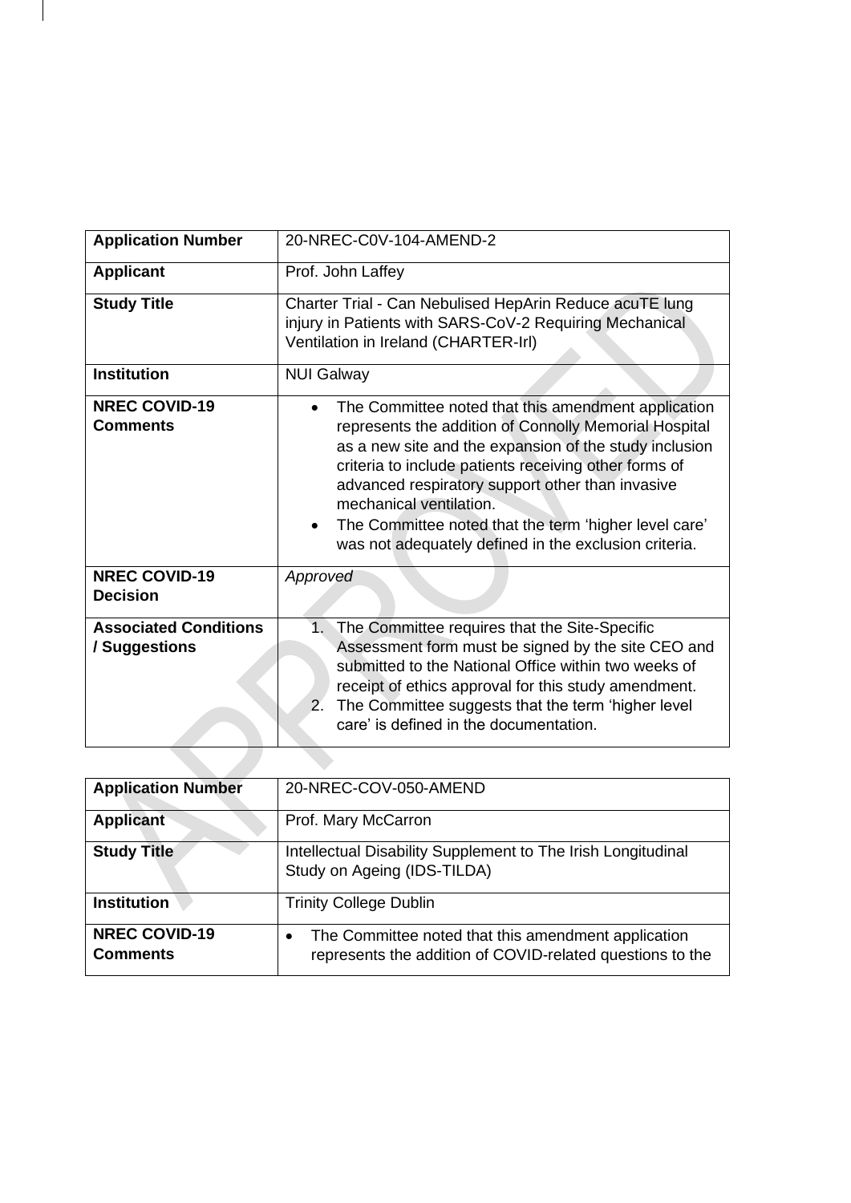| Application Number | 20-NREC-C0V-104-AMEND-2 |
|---|---|
| Applicant | Prof. John Laffey |
| Study Title | Charter Trial - Can Nebulised HepArin Reduce acuTE lung injury in Patients with SARS-CoV-2 Requiring Mechanical Ventilation in Ireland (CHARTER-Irl) |
| Institution | NUI Galway |
| NREC COVID-19 Comments | • The Committee noted that this amendment application represents the addition of Connolly Memorial Hospital as a new site and the expansion of the study inclusion criteria to include patients receiving other forms of advanced respiratory support other than invasive mechanical ventilation.<br>• The Committee noted that the term 'higher level care' was not adequately defined in the exclusion criteria. |
| NREC COVID-19 Decision | *Approved* |
| Associated Conditions / Suggestions | 1. The Committee requires that the Site-Specific Assessment form must be signed by the site CEO and submitted to the National Office within two weeks of receipt of ethics approval for this study amendment.<br>2. The Committee suggests that the term 'higher level care' is defined in the documentation. |

| Application Number | 20-NREC-COV-050-AMEND |
|---|---|
| Applicant | Prof. Mary McCarron |
| Study Title | Intellectual Disability Supplement to The Irish Longitudinal Study on Ageing (IDS-TILDA) |
| Institution | Trinity College Dublin |
| NREC COVID-19 Comments | • The Committee noted that this amendment application represents the addition of COVID-related questions to the |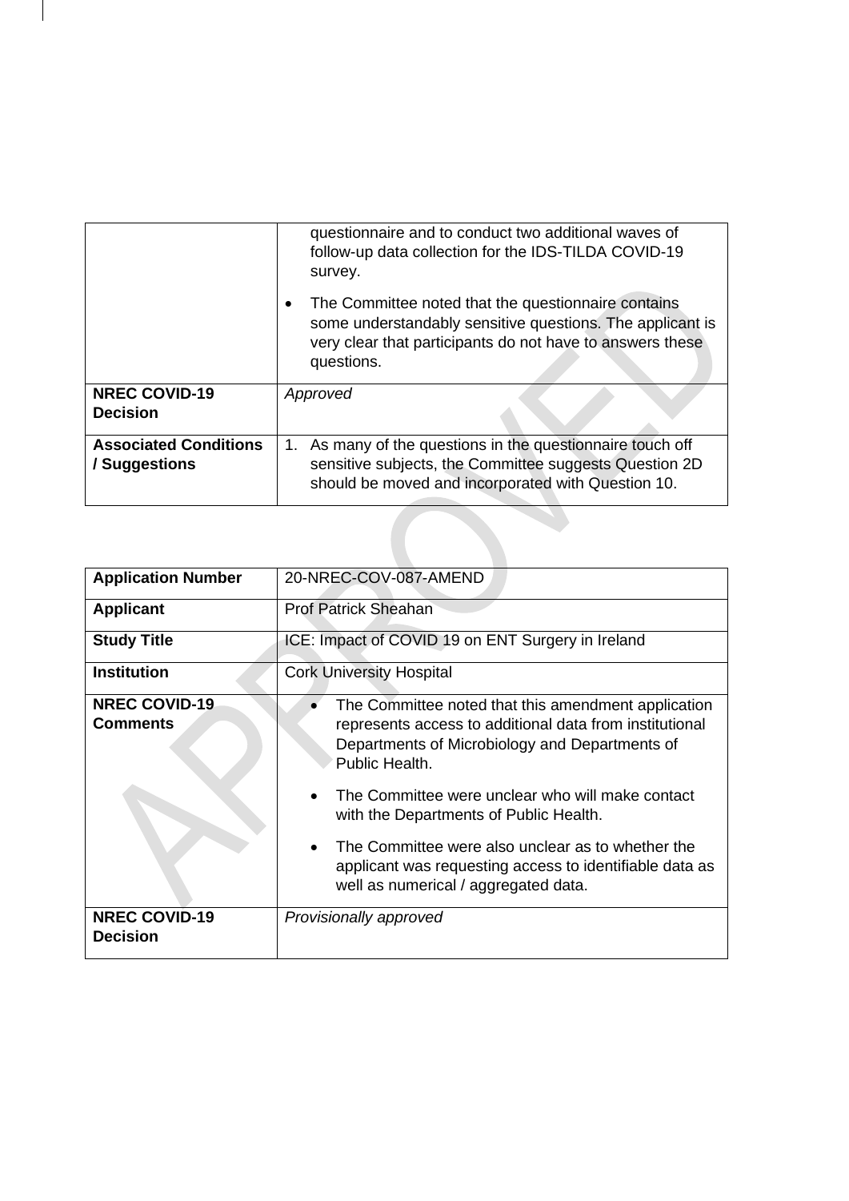| | |
|---|---|
| | questionnaire and to conduct two additional waves of follow-up data collection for the IDS-TILDA COVID-19 survey.<br>• The Committee noted that the questionnaire contains some understandably sensitive questions. The applicant is very clear that participants do not have to answers these questions. |
| **NREC COVID-19 Decision** | *Approved* |
| **Associated Conditions / Suggestions** | 1. As many of the questions in the questionnaire touch off sensitive subjects, the Committee suggests Question 2D should be moved and incorporated with Question 10. |

| | |
|---|---|
| **Application Number** | 20-NREC-COV-087-AMEND |
| **Applicant** | Prof Patrick Sheahan |
| **Study Title** | ICE: Impact of COVID 19 on ENT Surgery in Ireland |
| **Institution** | Cork University Hospital |
| **NREC COVID-19 Comments** | • The Committee noted that this amendment application represents access to additional data from institutional Departments of Microbiology and Departments of Public Health.<br>• The Committee were unclear who will make contact with the Departments of Public Health.<br>• The Committee were also unclear as to whether the applicant was requesting access to identifiable data as well as numerical / aggregated data. |
| **NREC COVID-19 Decision** | *Provisionally approved* |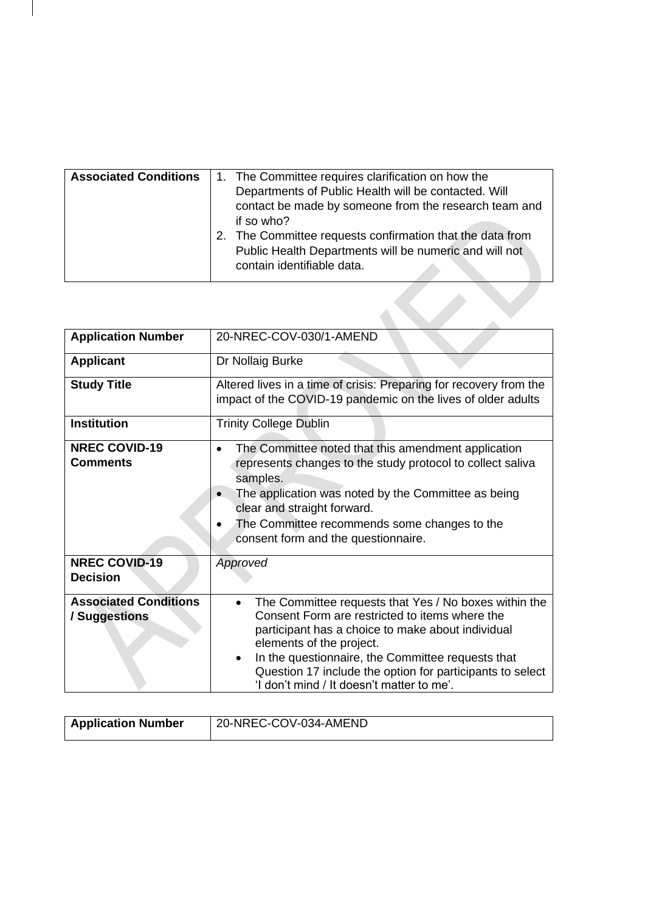| Associated Conditions | 1. The Committee requires clarification on how the Departments of Public Health will be contacted. Will contact be made by someone from the research team and if so who?<br>2. The Committee requests confirmation that the data from Public Health Departments will be numeric and will not contain identifiable data. |
|---|---|

| Application Number | 20-NREC-COV-030/1-AMEND |
|---|---|
| Applicant | Dr Nollaig Burke |
| Study Title | Altered lives in a time of crisis: Preparing for recovery from the impact of the COVID-19 pandemic on the lives of older adults |
| Institution | Trinity College Dublin |
| NREC COVID-19 Comments | • The Committee noted that this amendment application represents changes to the study protocol to collect saliva samples.<br>• The application was noted by the Committee as being clear and straight forward.<br>• The Committee recommends some changes to the consent form and the questionnaire. |
| NREC COVID-19 Decision | *Approved* |
| Associated Conditions / Suggestions | • The Committee requests that Yes / No boxes within the Consent Form are restricted to items where the participant has a choice to make about individual elements of the project.<br>• In the questionnaire, the Committee requests that Question 17 include the option for participants to select 'I don't mind / It doesn't matter to me'. |

| Application Number | 20-NREC-COV-034-AMEND |
|---|---|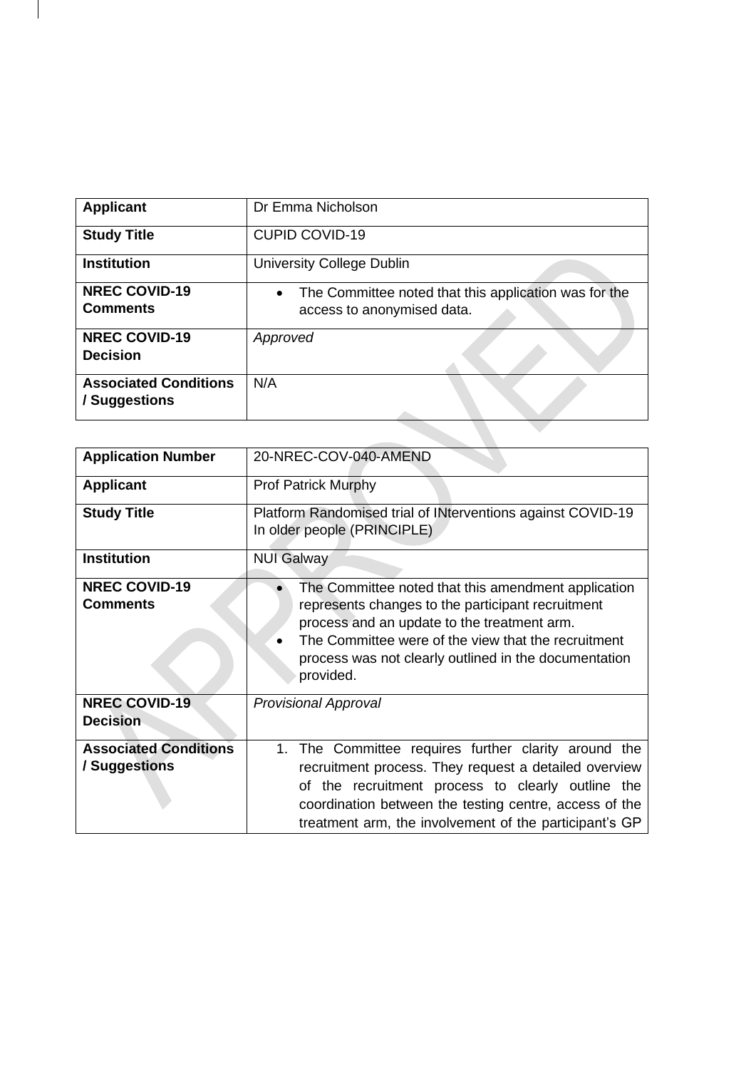| Applicant | Dr Emma Nicholson |
|---|---|
| Study Title | CUPID COVID-19 |
| Institution | University College Dublin |
| NREC COVID-19 Comments | • The Committee noted that this application was for the access to anonymised data. |
| NREC COVID-19 Decision | *Approved* |
| Associated Conditions / Suggestions | N/A |

| Application Number | 20-NREC-COV-040-AMEND |
|---|---|
| Applicant | Prof Patrick Murphy |
| Study Title | Platform Randomised trial of INterventions against COVID-19 In older people (PRINCIPLE) |
| Institution | NUI Galway |
| NREC COVID-19 Comments | • The Committee noted that this amendment application represents changes to the participant recruitment process and an update to the treatment arm.<br>• The Committee were of the view that the recruitment process was not clearly outlined in the documentation provided. |
| NREC COVID-19 Decision | *Provisional Approval* |
| Associated Conditions / Suggestions | 1. The Committee requires further clarity around the recruitment process. They request a detailed overview of the recruitment process to clearly outline the coordination between the testing centre, access of the treatment arm, the involvement of the participant's GP |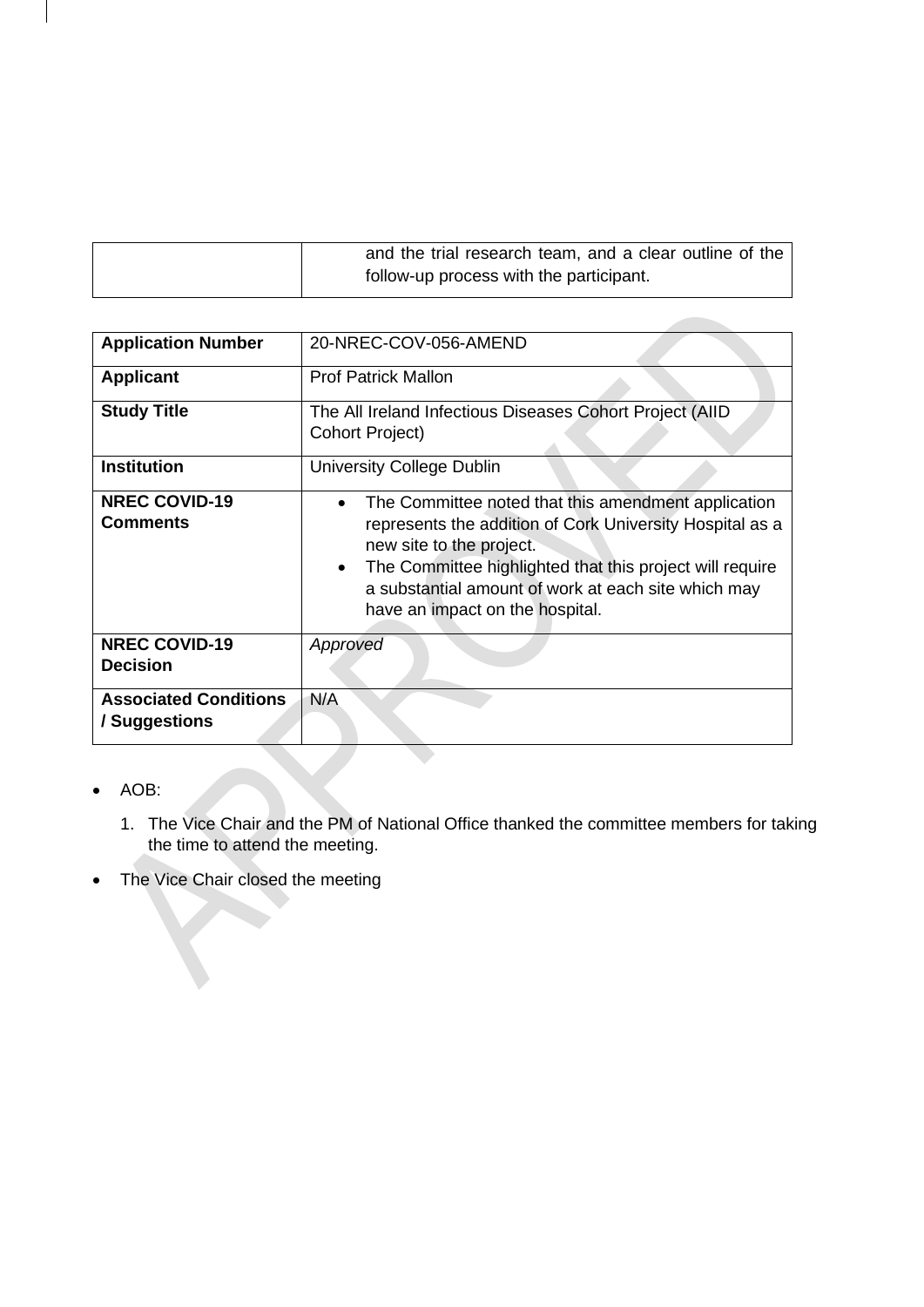| | |
|---|---|
| | and the trial research team, and a clear outline of the follow-up process with the participant. |

| | |
|---|---|
| **Application Number** | 20-NREC-COV-056-AMEND |
| **Applicant** | Prof Patrick Mallon |
| **Study Title** | The All Ireland Infectious Diseases Cohort Project (AIID Cohort Project) |
| **Institution** | University College Dublin |
| **NREC COVID-19 Comments** | • The Committee noted that this amendment application represents the addition of Cork University Hospital as a new site to the project.<br>• The Committee highlighted that this project will require a substantial amount of work at each site which may have an impact on the hospital. |
| **NREC COVID-19 Decision** | *Approved* |
| **Associated Conditions / Suggestions** | N/A |

- AOB:
  1. The Vice Chair and the PM of National Office thanked the committee members for taking the time to attend the meeting.
- The Vice Chair closed the meeting